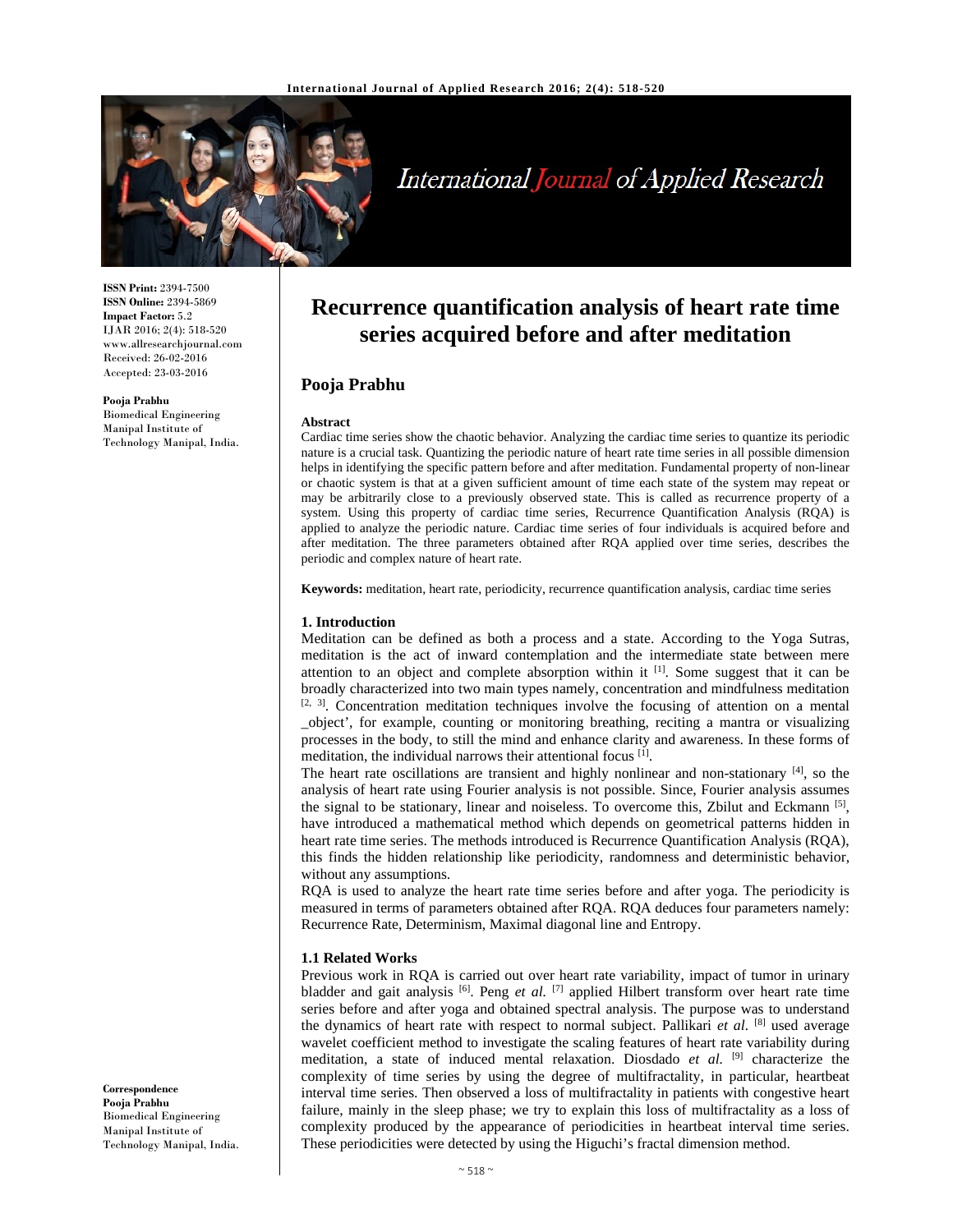# Recurrence quantification analysis of heart rate time series acquired before and after meditation

**ISSN Print:** 2394-7500
**ISSN Online:** 2394-5869
**Impact Factor:** 5.2
IJAR 2016; 2(4): 518-520
www.allresearchjournal.com
Received: 26-02-2016
Accepted: 23-03-2016

**Pooja Prabhu**
Biomedical Engineering
Manipal Institute of Technology Manipal, India.

**Correspondence**
**Pooja Prabhu**
Biomedical Engineering
Manipal Institute of Technology Manipal, India.

## Pooja Prabhu

### Abstract

Cardiac time series show the chaotic behavior. Analyzing the cardiac time series to quantize its periodic nature is a crucial task. Quantizing the periodic nature of heart rate time series in all possible dimension helps in identifying the specific pattern before and after meditation. Fundamental property of non-linear or chaotic system is that at a given sufficient amount of time each state of the system may repeat or may be arbitrarily close to a previously observed state. This is called as recurrence property of a system. Using this property of cardiac time series, Recurrence Quantification Analysis (RQA) is applied to analyze the periodic nature. Cardiac time series of four individuals is acquired before and after meditation. The three parameters obtained after RQA applied over time series, describes the periodic and complex nature of heart rate.

**Keywords:** meditation, heart rate, periodicity, recurrence quantification analysis, cardiac time series

### 1. Introduction

Meditation can be defined as both a process and a state. According to the Yoga Sutras, meditation is the act of inward contemplation and the intermediate state between mere attention to an object and complete absorption within it [1]. Some suggest that it can be broadly characterized into two main types namely, concentration and mindfulness meditation [2, 3]. Concentration meditation techniques involve the focusing of attention on a mental _object', for example, counting or monitoring breathing, reciting a mantra or visualizing processes in the body, to still the mind and enhance clarity and awareness. In these forms of meditation, the individual narrows their attentional focus [1].

The heart rate oscillations are transient and highly nonlinear and non-stationary [4], so the analysis of heart rate using Fourier analysis is not possible. Since, Fourier analysis assumes the signal to be stationary, linear and noiseless. To overcome this, Zbilut and Eckmann [5], have introduced a mathematical method which depends on geometrical patterns hidden in heart rate time series. The methods introduced is Recurrence Quantification Analysis (RQA), this finds the hidden relationship like periodicity, randomness and deterministic behavior, without any assumptions.

RQA is used to analyze the heart rate time series before and after yoga. The periodicity is measured in terms of parameters obtained after RQA. RQA deduces four parameters namely: Recurrence Rate, Determinism, Maximal diagonal line and Entropy.

#### 1.1 Related Works

Previous work in RQA is carried out over heart rate variability, impact of tumor in urinary bladder and gait analysis [6]. Peng *et al.* [7] applied Hilbert transform over heart rate time series before and after yoga and obtained spectral analysis. The purpose was to understand the dynamics of heart rate with respect to normal subject. Pallikari *et al.* [8] used average wavelet coefficient method to investigate the scaling features of heart rate variability during meditation, a state of induced mental relaxation. Diosdado *et al.* [9] characterize the complexity of time series by using the degree of multifractality, in particular, heartbeat interval time series. Then observed a loss of multifractality in patients with congestive heart failure, mainly in the sleep phase; we try to explain this loss of multifractality as a loss of complexity produced by the appearance of periodicities in heartbeat interval time series. These periodicities were detected by using the Higuchi's fractal dimension method.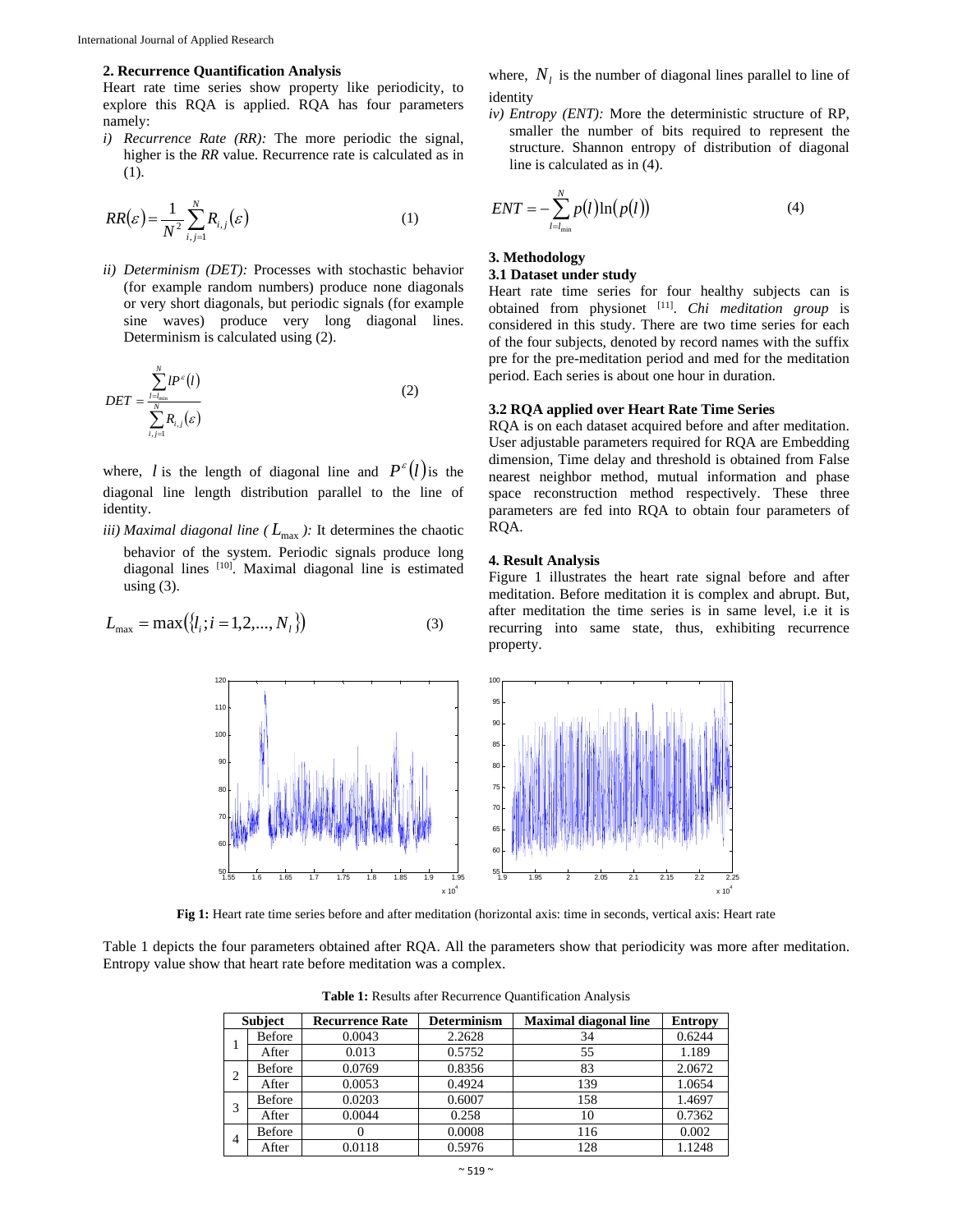## 2. Recurrence Quantification Analysis

Heart rate time series show property like periodicity, to explore this RQA is applied. RQA has four parameters namely:

i) *Recurrence Rate (RR):* The more periodic the signal, higher is the *RR* value. Recurrence rate is calculated as in (1).

$$RR(\varepsilon) = \frac{1}{N^2} \sum_{i,j=1}^{N} R_{i,j}(\varepsilon) \qquad (1)$$

ii) *Determinism (DET):* Processes with stochastic behavior (for example random numbers) produce none diagonals or very short diagonals, but periodic signals (for example sine waves) produce very long diagonal lines. Determinism is calculated using (2).

$$DET = \frac{\sum_{l=l_{\min}}^{N} l P^{\varepsilon}(l)}{\sum_{i,j=1}^{N} R_{i,j}(\varepsilon)} \qquad (2)$$

where, $l$ is the length of diagonal line and $P^{\varepsilon}(l)$ is the diagonal line length distribution parallel to the line of identity.

iii) *Maximal diagonal line ( $L_{\max}$ ):* It determines the chaotic behavior of the system. Periodic signals produce long diagonal lines [10]. Maximal diagonal line is estimated using (3).

$$L_{\max} = \max(\{l_i; i = 1,2,...,N_l\}) \qquad (3)$$

where, $N_l$ is the number of diagonal lines parallel to line of identity

iv) *Entropy (ENT):* More the deterministic structure of RP, smaller the number of bits required to represent the structure. Shannon entropy of distribution of diagonal line is calculated as in (4).

$$ENT = -\sum_{l=l_{\min}}^{N} p(l)\ln(p(l)) \qquad (4)$$

## 3. Methodology

### 3.1 Dataset under study

Heart rate time series for four healthy subjects can is obtained from physionet [11]. *Chi meditation group* is considered in this study. There are two time series for each of the four subjects, denoted by record names with the suffix pre for the pre-meditation period and med for the meditation period. Each series is about one hour in duration.

### 3.2 RQA applied over Heart Rate Time Series

RQA is on each dataset acquired before and after meditation. User adjustable parameters required for RQA are Embedding dimension, Time delay and threshold is obtained from False nearest neighbor method, mutual information and phase space reconstruction method respectively. These three parameters are fed into RQA to obtain four parameters of RQA.

## 4. Result Analysis

Figure 1 illustrates the heart rate signal before and after meditation. Before meditation it is complex and abrupt. But, after meditation the time series is in same level, i.e it is recurring into same state, thus, exhibiting recurrence property.

**Fig 1:** Heart rate time series before and after meditation (horizontal axis: time in seconds, vertical axis: Heart rate

Table 1 depicts the four parameters obtained after RQA. All the parameters show that periodicity was more after meditation. Entropy value show that heart rate before meditation was a complex.

**Table 1:** Results after Recurrence Quantification Analysis

| Subject | | Recurrence Rate | Determinism | Maximal diagonal line | Entropy |
|---|---|---|---|---|---|
| 1 | Before | 0.0043 | 2.2628 | 34 | 0.6244 |
| | After | 0.013 | 0.5752 | 55 | 1.189 |
| 2 | Before | 0.0769 | 0.8356 | 83 | 2.0672 |
| | After | 0.0053 | 0.4924 | 139 | 1.0654 |
| 3 | Before | 0.0203 | 0.6007 | 158 | 1.4697 |
| | After | 0.0044 | 0.258 | 10 | 0.7362 |
| 4 | Before | 0 | 0.0008 | 116 | 0.002 |
| | After | 0.0118 | 0.5976 | 128 | 1.1248 |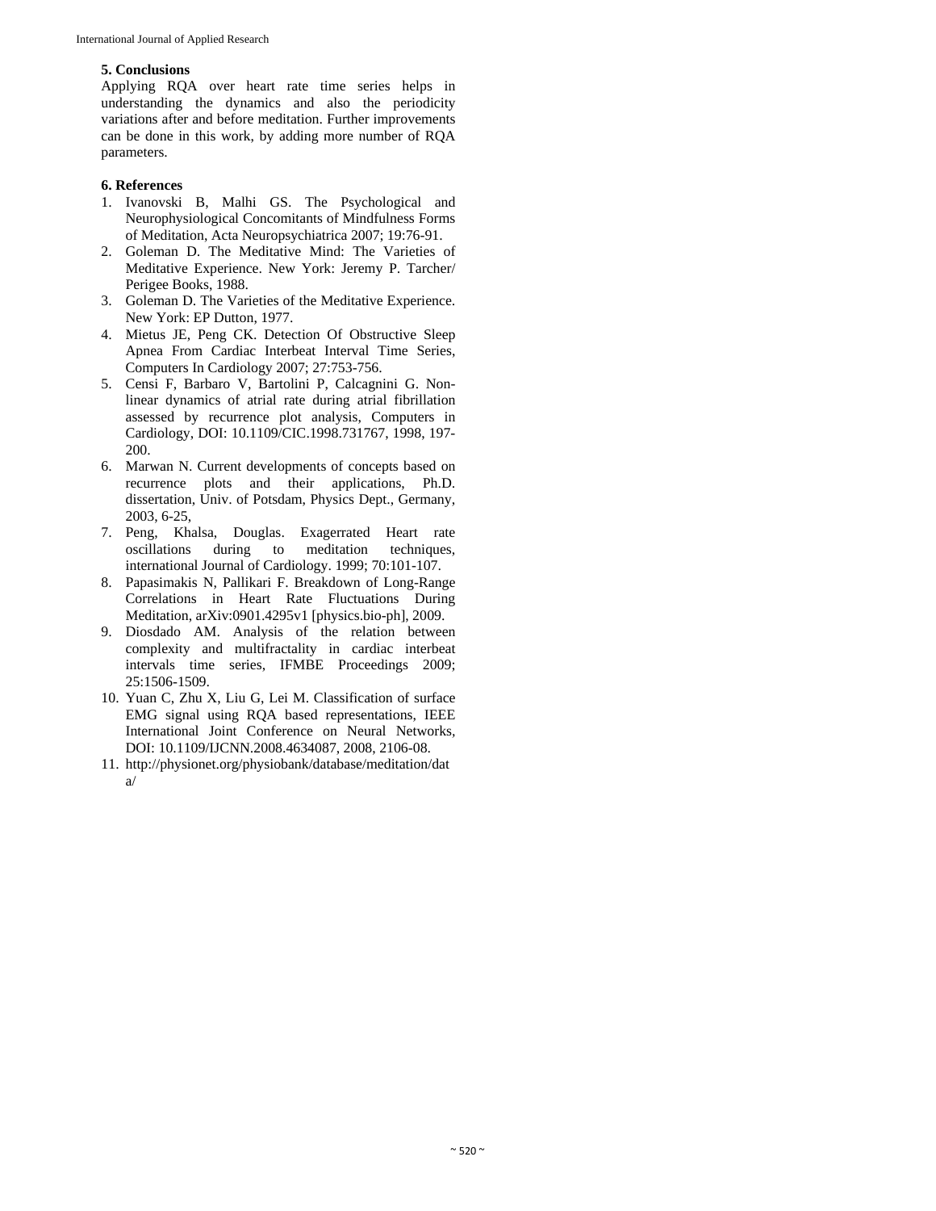## 5. Conclusions

Applying RQA over heart rate time series helps in understanding the dynamics and also the periodicity variations after and before meditation. Further improvements can be done in this work, by adding more number of RQA parameters.

## 6. References

1. Ivanovski B, Malhi GS. The Psychological and Neurophysiological Concomitants of Mindfulness Forms of Meditation, Acta Neuropsychiatrica 2007; 19:76-91.
2. Goleman D. The Meditative Mind: The Varieties of Meditative Experience. New York: Jeremy P. Tarcher/ Perigee Books, 1988.
3. Goleman D. The Varieties of the Meditative Experience. New York: EP Dutton, 1977.
4. Mietus JE, Peng CK. Detection Of Obstructive Sleep Apnea From Cardiac Interbeat Interval Time Series, Computers In Cardiology 2007; 27:753-756.
5. Censi F, Barbaro V, Bartolini P, Calcagnini G. Non-linear dynamics of atrial rate during atrial fibrillation assessed by recurrence plot analysis, Computers in Cardiology, DOI: 10.1109/CIC.1998.731767, 1998, 197-200.
6. Marwan N. Current developments of concepts based on recurrence plots and their applications, Ph.D. dissertation, Univ. of Potsdam, Physics Dept., Germany, 2003, 6-25,
7. Peng, Khalsa, Douglas. Exagerrated Heart rate oscillations during to meditation techniques, international Journal of Cardiology. 1999; 70:101-107.
8. Papasimakis N, Pallikari F. Breakdown of Long-Range Correlations in Heart Rate Fluctuations During Meditation, arXiv:0901.4295v1 [physics.bio-ph], 2009.
9. Diosdado AM. Analysis of the relation between complexity and multifractality in cardiac interbeat intervals time series, IFMBE Proceedings 2009; 25:1506-1509.
10. Yuan C, Zhu X, Liu G, Lei M. Classification of surface EMG signal using RQA based representations, IEEE International Joint Conference on Neural Networks, DOI: 10.1109/IJCNN.2008.4634087, 2008, 2106-08.
11. http://physionet.org/physiobank/database/meditation/data/